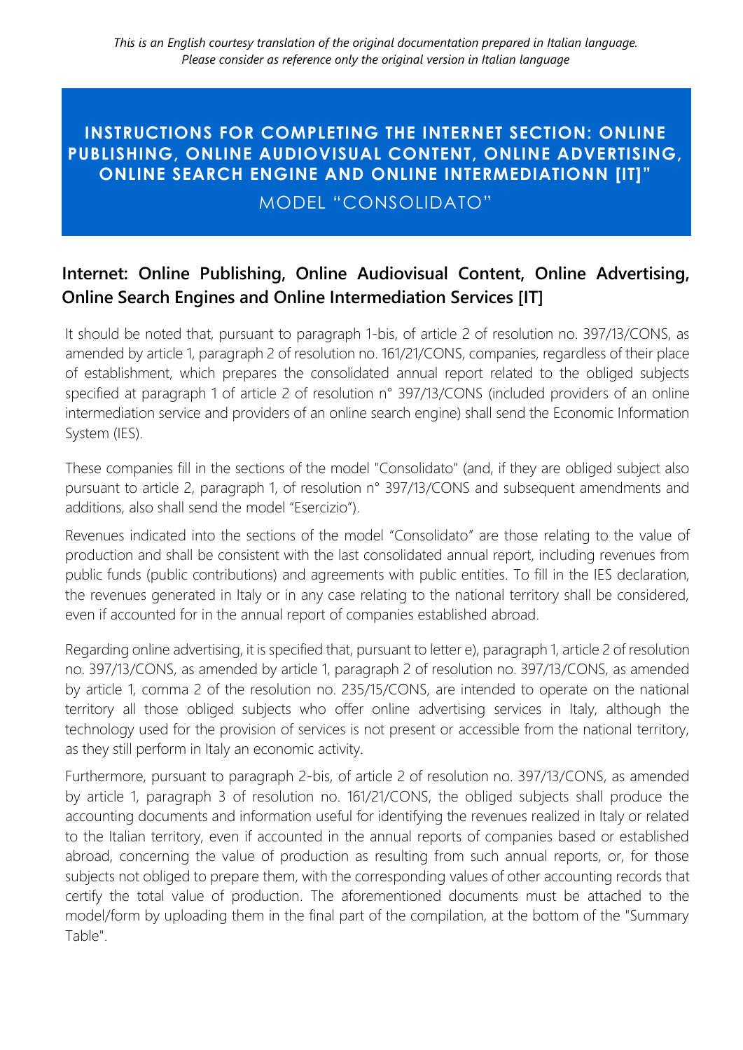*This is an English courtesy translation of the original documentation prepared in Italian language. Please consider as reference only the original version in Italian language*

# INSTRUCTIONS FOR COMPLETING THE INTERNET SECTION: ONLINE PUBLISHING, ONLINE AUDIOVISUAL CONTENT, ONLINE ADVERTISING, ONLINE SEARCH ENGINE AND ONLINE INTERMEDIATIONN [IT]"

MODEL "CONSOLIDATO"

## Internet: Online Publishing, Online Audiovisual Content, Online Advertising, Online Search Engines and Online Intermediation Services [IT]

It should be noted that, pursuant to paragraph 1-bis, of article 2 of resolution no. 397/13/CONS, as amended by article 1, paragraph 2 of resolution no. 161/21/CONS, companies, regardless of their place of establishment, which prepares the consolidated annual report related to the obliged subjects specified at paragraph 1 of article 2 of resolution n° 397/13/CONS (included providers of an online intermediation service and providers of an online search engine) shall send the Economic Information System (IES).

These companies fill in the sections of the model "Consolidato" (and, if they are obliged subject also pursuant to article 2, paragraph 1, of resolution n° 397/13/CONS and subsequent amendments and additions, also shall send the model "Esercizio").

Revenues indicated into the sections of the model "Consolidato" are those relating to the value of production and shall be consistent with the last consolidated annual report, including revenues from public funds (public contributions) and agreements with public entities. To fill in the IES declaration, the revenues generated in Italy or in any case relating to the national territory shall be considered, even if accounted for in the annual report of companies established abroad.

Regarding online advertising, it is specified that, pursuant to letter e), paragraph 1, article 2 of resolution no. 397/13/CONS, as amended by article 1, paragraph 2 of resolution no. 397/13/CONS, as amended by article 1, comma 2 of the resolution no. 235/15/CONS, are intended to operate on the national territory all those obliged subjects who offer online advertising services in Italy, although the technology used for the provision of services is not present or accessible from the national territory, as they still perform in Italy an economic activity.

Furthermore, pursuant to paragraph 2-bis, of article 2 of resolution no. 397/13/CONS, as amended by article 1, paragraph 3 of resolution no. 161/21/CONS, the obliged subjects shall produce the accounting documents and information useful for identifying the revenues realized in Italy or related to the Italian territory, even if accounted in the annual reports of companies based or established abroad, concerning the value of production as resulting from such annual reports, or, for those subjects not obliged to prepare them, with the corresponding values of other accounting records that certify the total value of production. The aforementioned documents must be attached to the model/form by uploading them in the final part of the compilation, at the bottom of the "Summary Table".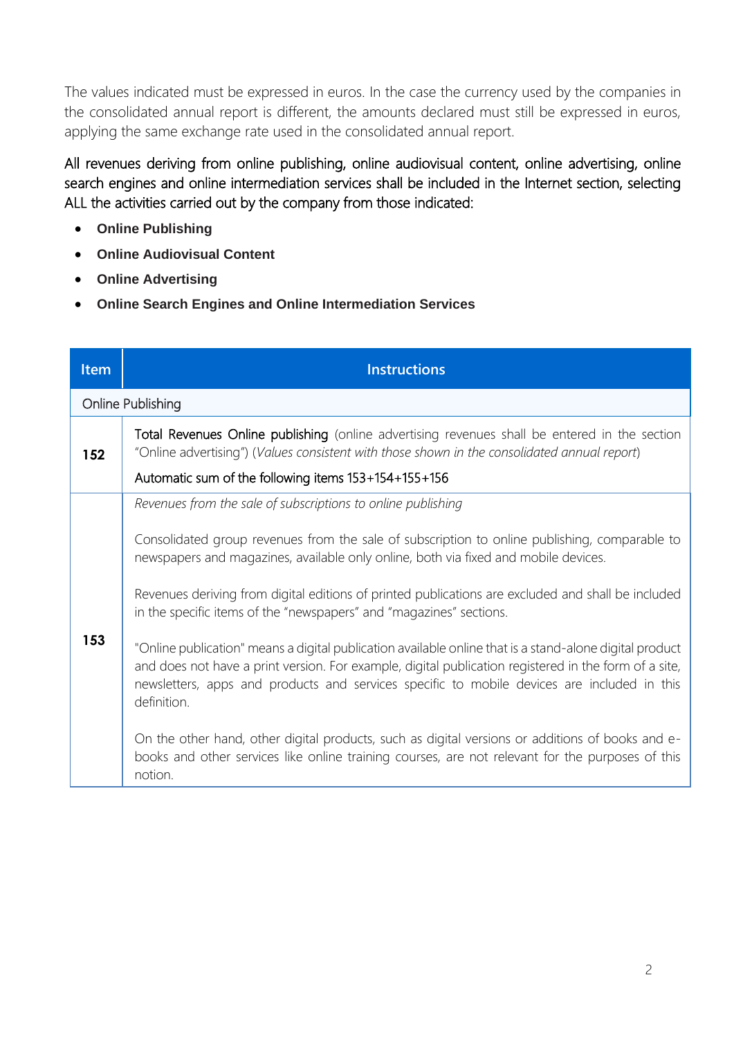The values indicated must be expressed in euros. In the case the currency used by the companies in the consolidated annual report is different, the amounts declared must still be expressed in euros, applying the same exchange rate used in the consolidated annual report.

All revenues deriving from online publishing, online audiovisual content, online advertising, online search engines and online intermediation services shall be included in the Internet section, selecting ALL the activities carried out by the company from those indicated:

- **Online Publishing**
- **Online Audiovisual Content**
- **Online Advertising**
- **Online Search Engines and Online Intermediation Services**

| Item | Instructions |
| --- | --- |
| Online Publishing | |
| **152** | Total Revenues Online publishing (online advertising revenues shall be entered in the section "Online advertising") (*Values consistent with those shown in the consolidated annual report*)<br><br>Automatic sum of the following items 153+154+155+156 |
| **153** | *Revenues from the sale of subscriptions to online publishing*<br><br>Consolidated group revenues from the sale of subscription to online publishing, comparable to newspapers and magazines, available only online, both via fixed and mobile devices.<br><br>Revenues deriving from digital editions of printed publications are excluded and shall be included in the specific items of the "newspapers" and "magazines" sections.<br><br>"Online publication" means a digital publication available online that is a stand-alone digital product and does not have a print version. For example, digital publication registered in the form of a site, newsletters, apps and products and services specific to mobile devices are included in this definition.<br><br>On the other hand, other digital products, such as digital versions or additions of books and e-books and other services like online training courses, are not relevant for the purposes of this notion. |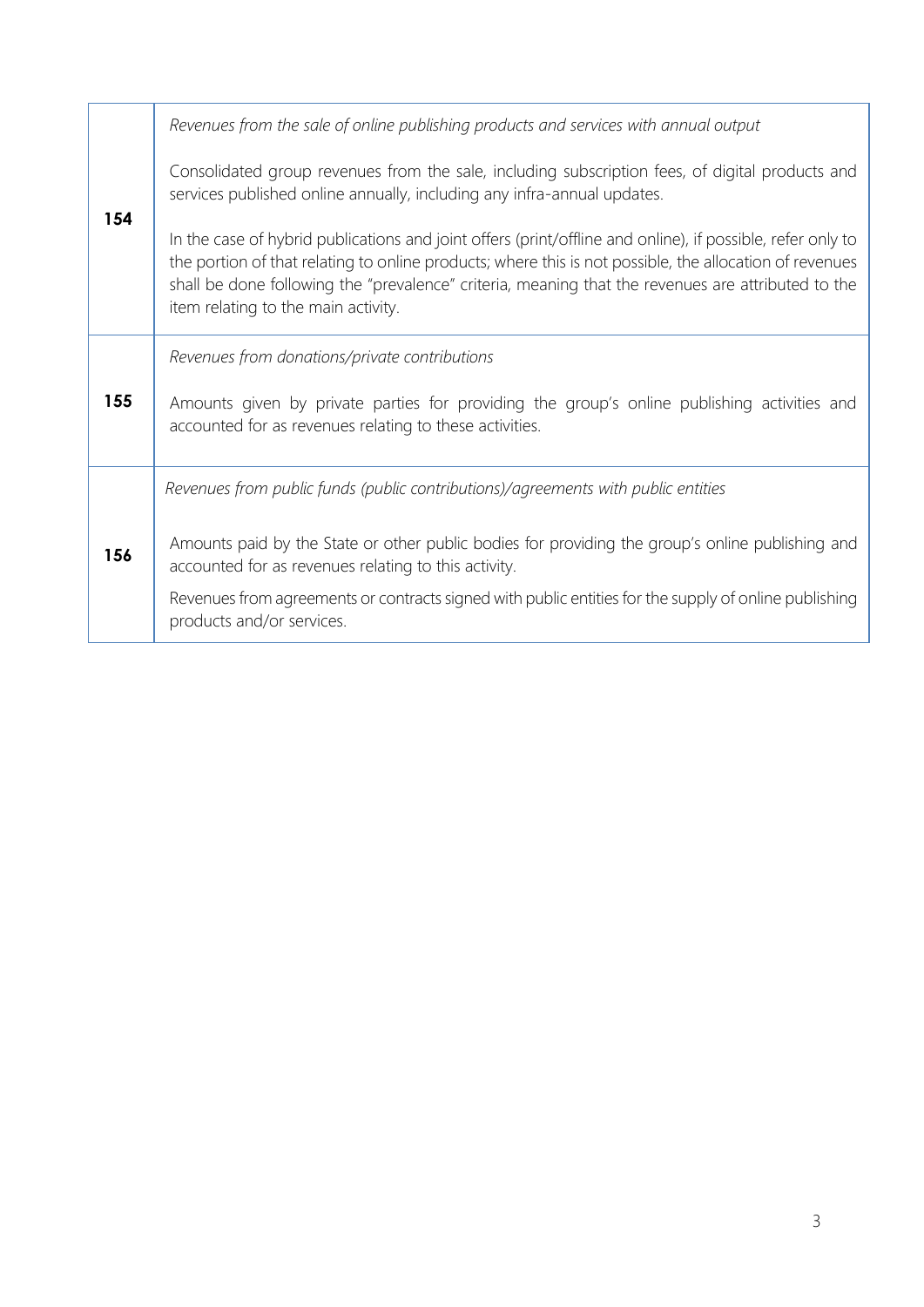| | |
|---|---|
| **154** | *Revenues from the sale of online publishing products and services with annual output*<br><br>Consolidated group revenues from the sale, including subscription fees, of digital products and services published online annually, including any infra-annual updates.<br><br>In the case of hybrid publications and joint offers (print/offline and online), if possible, refer only to the portion of that relating to online products; where this is not possible, the allocation of revenues shall be done following the "prevalence" criteria, meaning that the revenues are attributed to the item relating to the main activity. |
| **155** | *Revenues from donations/private contributions*<br><br>Amounts given by private parties for providing the group's online publishing activities and accounted for as revenues relating to these activities. |
| **156** | *Revenues from public funds (public contributions)/agreements with public entities*<br><br>Amounts paid by the State or other public bodies for providing the group's online publishing and accounted for as revenues relating to this activity.<br><br>Revenues from agreements or contracts signed with public entities for the supply of online publishing products and/or services. |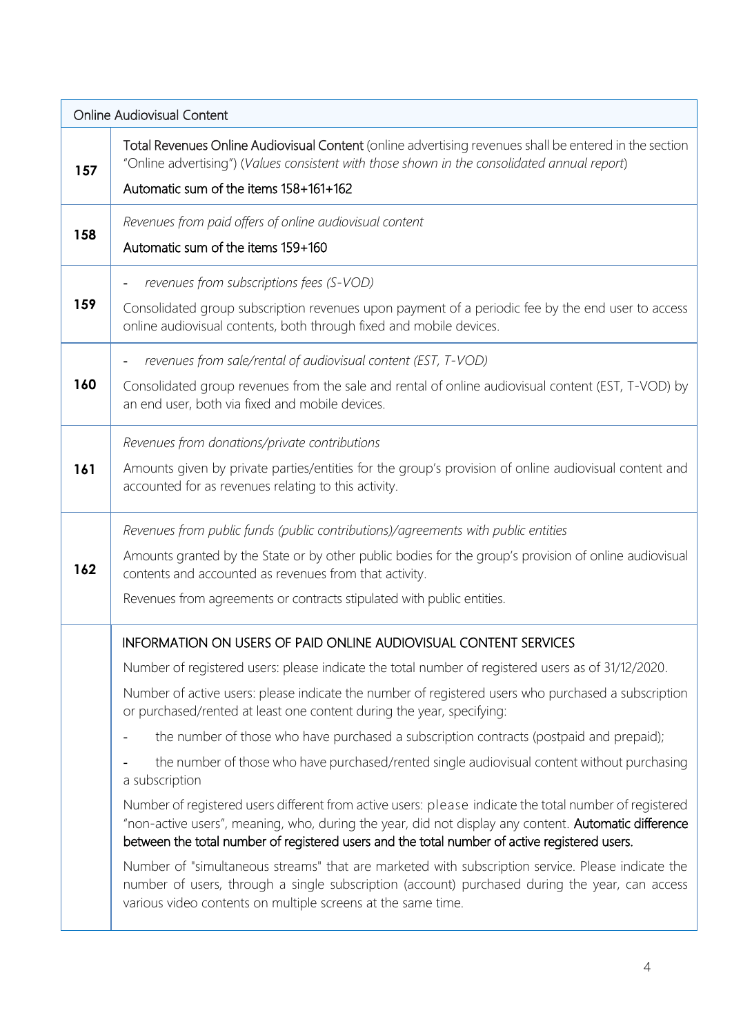| Online Audiovisual Content | |
|---|---|
| **157** | Total Revenues Online Audiovisual Content (online advertising revenues shall be entered in the section "Online advertising") (*Values consistent with those shown in the consolidated annual report*)<br><br>Automatic sum of the items 158+161+162 |
| **158** | *Revenues from paid offers of online audiovisual content*<br><br>Automatic sum of the items 159+160 |
| **159** | - *revenues from subscriptions fees (S-VOD)*<br><br>Consolidated group subscription revenues upon payment of a periodic fee by the end user to access online audiovisual contents, both through fixed and mobile devices. |
| **160** | - *revenues from sale/rental of audiovisual content (EST, T-VOD)*<br><br>Consolidated group revenues from the sale and rental of online audiovisual content (EST, T-VOD) by an end user, both via fixed and mobile devices. |
| **161** | *Revenues from donations/private contributions*<br><br>Amounts given by private parties/entities for the group's provision of online audiovisual content and accounted for as revenues relating to this activity. |
| **162** | *Revenues from public funds (public contributions)/agreements with public entities*<br><br>Amounts granted by the State or by other public bodies for the group's provision of online audiovisual contents and accounted as revenues from that activity.<br><br>Revenues from agreements or contracts stipulated with public entities. |
| | INFORMATION ON USERS OF PAID ONLINE AUDIOVISUAL CONTENT SERVICES<br><br>Number of registered users: please indicate the total number of registered users as of 31/12/2020.<br><br>Number of active users: please indicate the number of registered users who purchased a subscription or purchased/rented at least one content during the year, specifying:<br><br>- the number of those who have purchased a subscription contracts (postpaid and prepaid);<br><br>- the number of those who have purchased/rented single audiovisual content without purchasing a subscription<br><br>Number of registered users different from active users: please indicate the total number of registered "non-active users", meaning, who, during the year, did not display any content. **Automatic difference between the total number of registered users and the total number of active registered users.**<br><br>Number of "simultaneous streams" that are marketed with subscription service. Please indicate the number of users, through a single subscription (account) purchased during the year, can access various video contents on multiple screens at the same time. |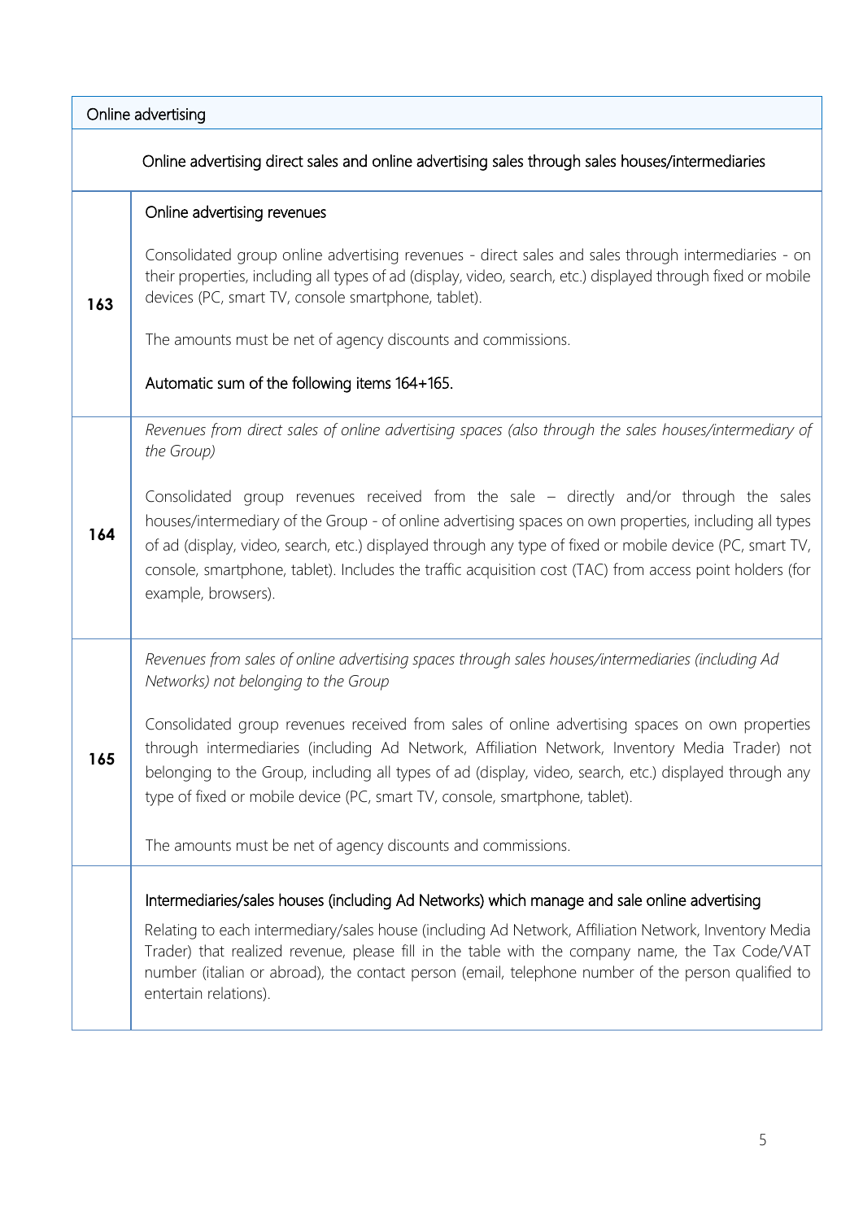| Online advertising | |
|---|---|
| Online advertising direct sales and online advertising sales through sales houses/intermediaries | |
| **163** | Online advertising revenues<br><br>Consolidated group online advertising revenues - direct sales and sales through intermediaries - on their properties, including all types of ad (display, video, search, etc.) displayed through fixed or mobile devices (PC, smart TV, console smartphone, tablet).<br><br>The amounts must be net of agency discounts and commissions.<br><br>Automatic sum of the following items 164+165. |
| **164** | *Revenues from direct sales of online advertising spaces (also through the sales houses/intermediary of the Group)*<br><br>Consolidated group revenues received from the sale – directly and/or through the sales houses/intermediary of the Group - of online advertising spaces on own properties, including all types of ad (display, video, search, etc.) displayed through any type of fixed or mobile device (PC, smart TV, console, smartphone, tablet). Includes the traffic acquisition cost (TAC) from access point holders (for example, browsers). |
| **165** | *Revenues from sales of online advertising spaces through sales houses/intermediaries (including Ad Networks) not belonging to the Group*<br><br>Consolidated group revenues received from sales of online advertising spaces on own properties through intermediaries (including Ad Network, Affiliation Network, Inventory Media Trader) not belonging to the Group, including all types of ad (display, video, search, etc.) displayed through any type of fixed or mobile device (PC, smart TV, console, smartphone, tablet).<br><br>The amounts must be net of agency discounts and commissions. |
| | Intermediaries/sales houses (including Ad Networks) which manage and sale online advertising<br><br>Relating to each intermediary/sales house (including Ad Network, Affiliation Network, Inventory Media Trader) that realized revenue, please fill in the table with the company name, the Tax Code/VAT number (italian or abroad), the contact person (email, telephone number of the person qualified to entertain relations). |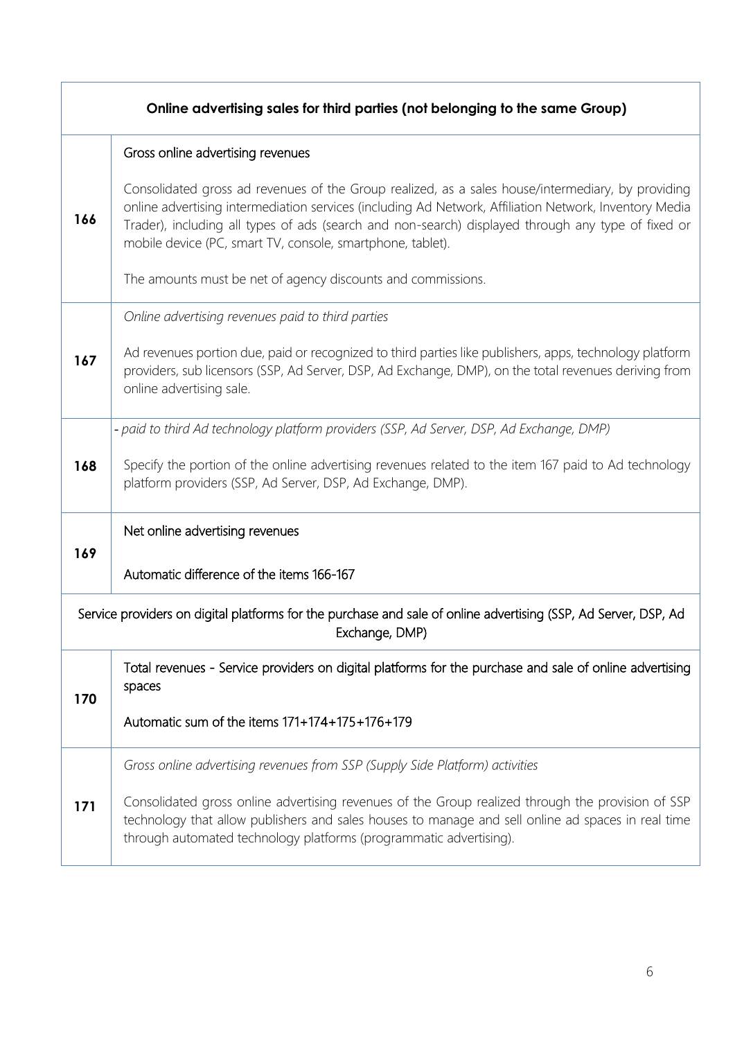| Online advertising sales for third parties (not belonging to the same Group) | |
|---|---|
| 166 | Gross online advertising revenues<br><br>Consolidated gross ad revenues of the Group realized, as a sales house/intermediary, by providing online advertising intermediation services (including Ad Network, Affiliation Network, Inventory Media Trader), including all types of ads (search and non-search) displayed through any type of fixed or mobile device (PC, smart TV, console, smartphone, tablet).<br><br>The amounts must be net of agency discounts and commissions. |
| 167 | *Online advertising revenues paid to third parties*<br><br>Ad revenues portion due, paid or recognized to third parties like publishers, apps, technology platform providers, sub licensors (SSP, Ad Server, DSP, Ad Exchange, DMP), on the total revenues deriving from online advertising sale. |
| 168 | *- paid to third Ad technology platform providers (SSP, Ad Server, DSP, Ad Exchange, DMP)*<br><br>Specify the portion of the online advertising revenues related to the item 167 paid to Ad technology platform providers (SSP, Ad Server, DSP, Ad Exchange, DMP). |
| 169 | Net online advertising revenues<br><br>Automatic difference of the items 166-167 |
| Service providers on digital platforms for the purchase and sale of online advertising (SSP, Ad Server, DSP, Ad Exchange, DMP) | |
| 170 | Total revenues - Service providers on digital platforms for the purchase and sale of online advertising spaces<br><br>Automatic sum of the items 171+174+175+176+179 |
| 171 | *Gross online advertising revenues from SSP (Supply Side Platform) activities*<br><br>Consolidated gross online advertising revenues of the Group realized through the provision of SSP technology that allow publishers and sales houses to manage and sell online ad spaces in real time through automated technology platforms (programmatic advertising). |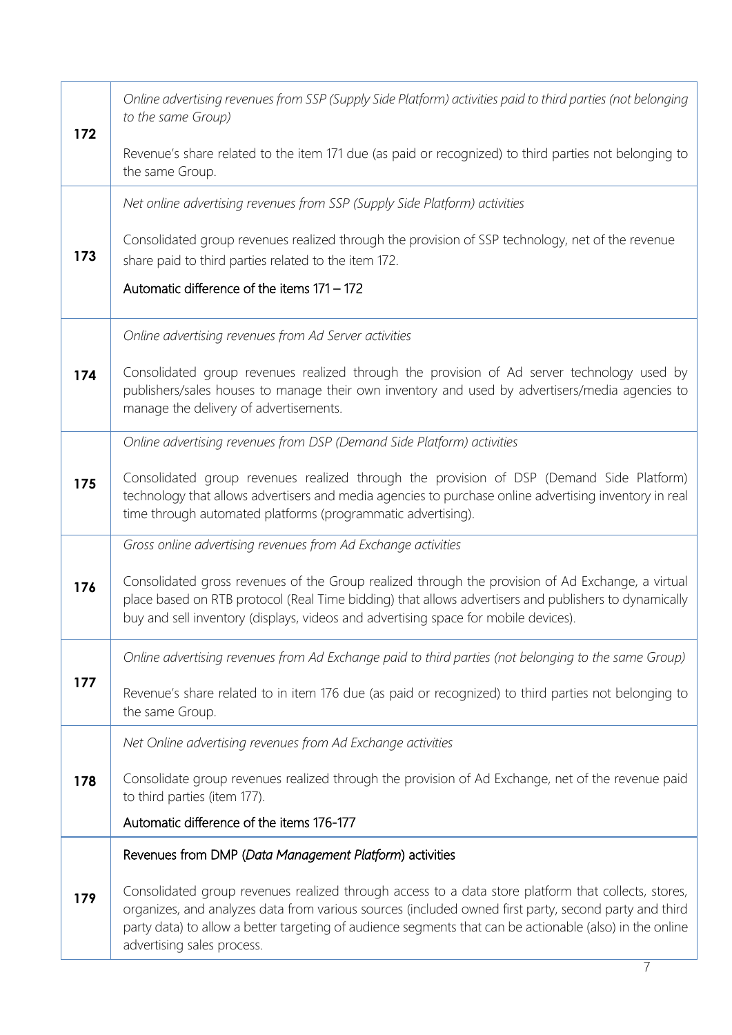| | |
|---|---|
| **172** | *Online advertising revenues from SSP (Supply Side Platform) activities paid to third parties (not belonging to the same Group)*<br><br>Revenue's share related to the item 171 due (as paid or recognized) to third parties not belonging to the same Group. |
| **173** | *Net online advertising revenues from SSP (Supply Side Platform) activities*<br><br>Consolidated group revenues realized through the provision of SSP technology, net of the revenue share paid to third parties related to the item 172.<br><br>Automatic difference of the items 171 – 172 |
| **174** | *Online advertising revenues from Ad Server activities*<br><br>Consolidated group revenues realized through the provision of Ad server technology used by publishers/sales houses to manage their own inventory and used by advertisers/media agencies to manage the delivery of advertisements. |
| **175** | *Online advertising revenues from DSP (Demand Side Platform) activities*<br><br>Consolidated group revenues realized through the provision of DSP (Demand Side Platform) technology that allows advertisers and media agencies to purchase online advertising inventory in real time through automated platforms (programmatic advertising). |
| **176** | *Gross online advertising revenues from Ad Exchange activities*<br><br>Consolidated gross revenues of the Group realized through the provision of Ad Exchange, a virtual place based on RTB protocol (Real Time bidding) that allows advertisers and publishers to dynamically buy and sell inventory (displays, videos and advertising space for mobile devices). |
| **177** | *Online advertising revenues from Ad Exchange paid to third parties (not belonging to the same Group)*<br><br>Revenue's share related to in item 176 due (as paid or recognized) to third parties not belonging to the same Group. |
| **178** | *Net Online advertising revenues from Ad Exchange activities*<br><br>Consolidate group revenues realized through the provision of Ad Exchange, net of the revenue paid to third parties (item 177).<br><br>Automatic difference of the items 176-177 |
| **179** | Revenues from DMP (*Data Management Platform*) activities<br><br>Consolidated group revenues realized through access to a data store platform that collects, stores, organizes, and analyzes data from various sources (included owned first party, second party and third party data) to allow a better targeting of audience segments that can be actionable (also) in the online advertising sales process. |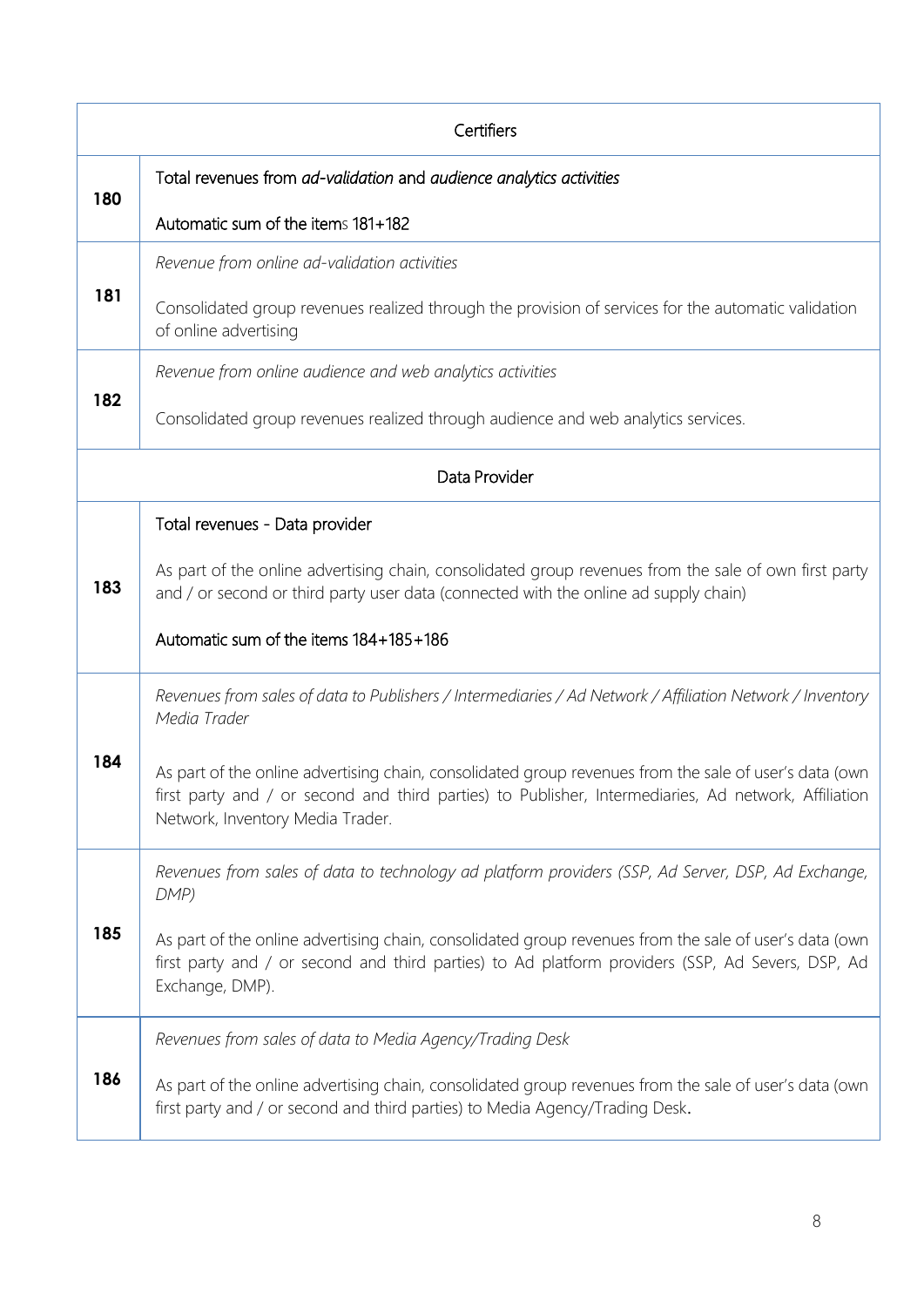| Certifiers | |
|---|---|
| **180** | Total revenues from *ad-validation* and *audience analytics activities*<br><br>Automatic sum of the items 181+182 |
| **181** | *Revenue from online ad-validation activities*<br><br>Consolidated group revenues realized through the provision of services for the automatic validation of online advertising |
| **182** | *Revenue from online audience and web analytics activities*<br><br>Consolidated group revenues realized through audience and web analytics services. |

| Data Provider | |
|---|---|
| **183** | Total revenues - Data provider<br><br>As part of the online advertising chain, consolidated group revenues from the sale of own first party and / or second or third party user data (connected with the online ad supply chain)<br><br>Automatic sum of the items 184+185+186 |
| **184** | *Revenues from sales of data to Publishers / Intermediaries / Ad Network / Affiliation Network / Inventory Media Trader*<br><br>As part of the online advertising chain, consolidated group revenues from the sale of user's data (own first party and / or second and third parties) to Publisher, Intermediaries, Ad network, Affiliation Network, Inventory Media Trader. |
| **185** | *Revenues from sales of data to technology ad platform providers (SSP, Ad Server, DSP, Ad Exchange, DMP)*<br><br>As part of the online advertising chain, consolidated group revenues from the sale of user's data (own first party and / or second and third parties) to Ad platform providers (SSP, Ad Severs, DSP, Ad Exchange, DMP). |
| **186** | *Revenues from sales of data to Media Agency/Trading Desk*<br><br>As part of the online advertising chain, consolidated group revenues from the sale of user's data (own first party and / or second and third parties) to Media Agency/Trading Desk. |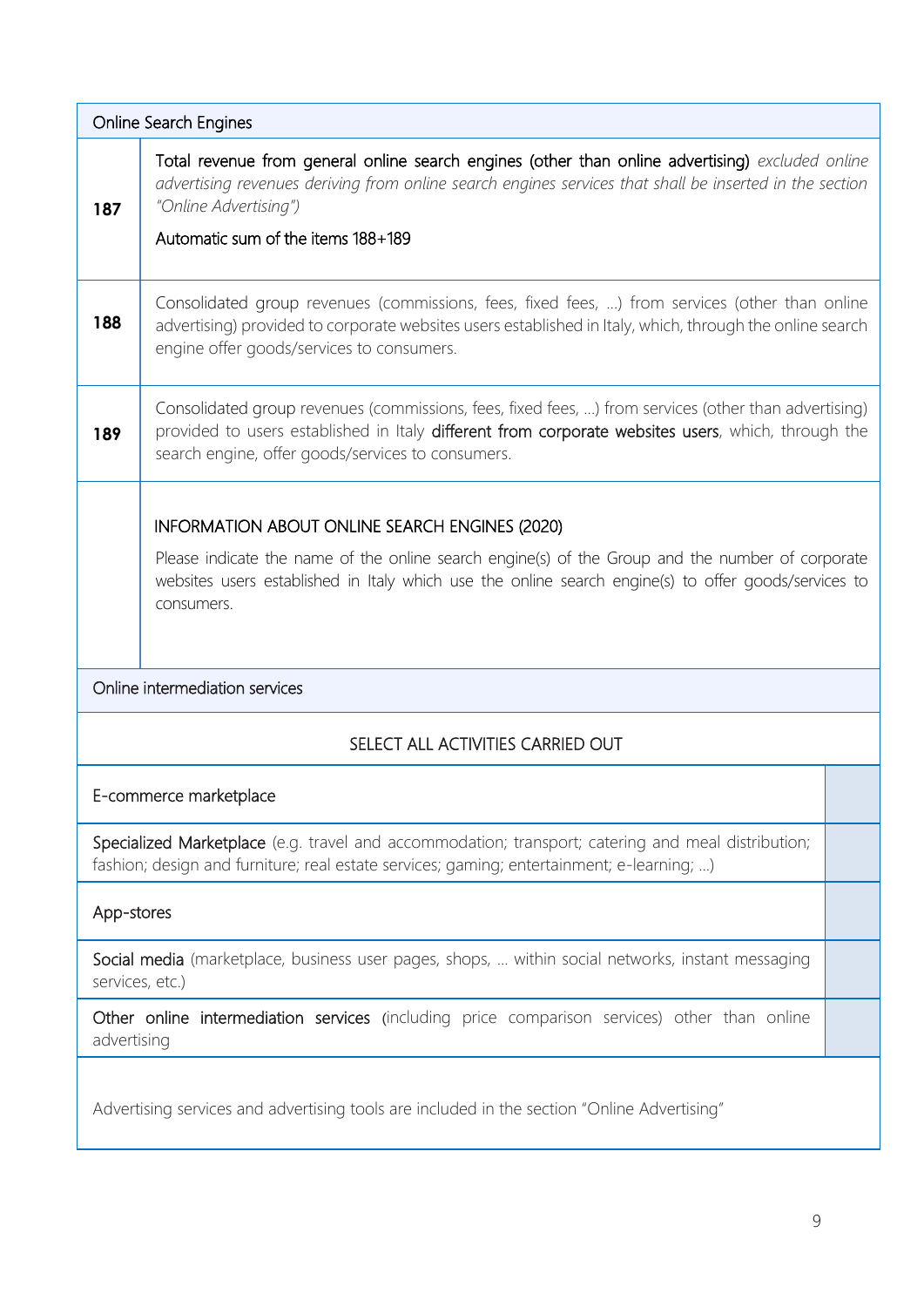| Online Search Engines | |
|---|---|
| **187** | Total revenue from general online search engines (other than online advertising) *excluded online advertising revenues deriving from online search engines services that shall be inserted in the section "Online Advertising")*<br><br>Automatic sum of the items 188+189 |
| **188** | Consolidated group revenues (commissions, fees, fixed fees, …) from services (other than online advertising) provided to corporate websites users established in Italy, which, through the online search engine offer goods/services to consumers. |
| **189** | Consolidated group revenues (commissions, fees, fixed fees, …) from services (other than advertising) provided to users established in Italy **different from corporate websites users**, which, through the search engine, offer goods/services to consumers. |
| | INFORMATION ABOUT ONLINE SEARCH ENGINES (2020)<br><br>Please indicate the name of the online search engine(s) of the Group and the number of corporate websites users established in Italy which use the online search engine(s) to offer goods/services to consumers. |

| Online intermediation services | |
|---|---|
| SELECT ALL ACTIVITIES CARRIED OUT | |
| E-commerce marketplace | |
| **Specialized Marketplace** (e.g. travel and accommodation; transport; catering and meal distribution; fashion; design and furniture; real estate services; gaming; entertainment; e-learning; …) | |
| App-stores | |
| **Social media** (marketplace, business user pages, shops, … within social networks, instant messaging services, etc.) | |
| **Other online intermediation services** (including price comparison services) other than online advertising | |
| Advertising services and advertising tools are included in the section "Online Advertising" | |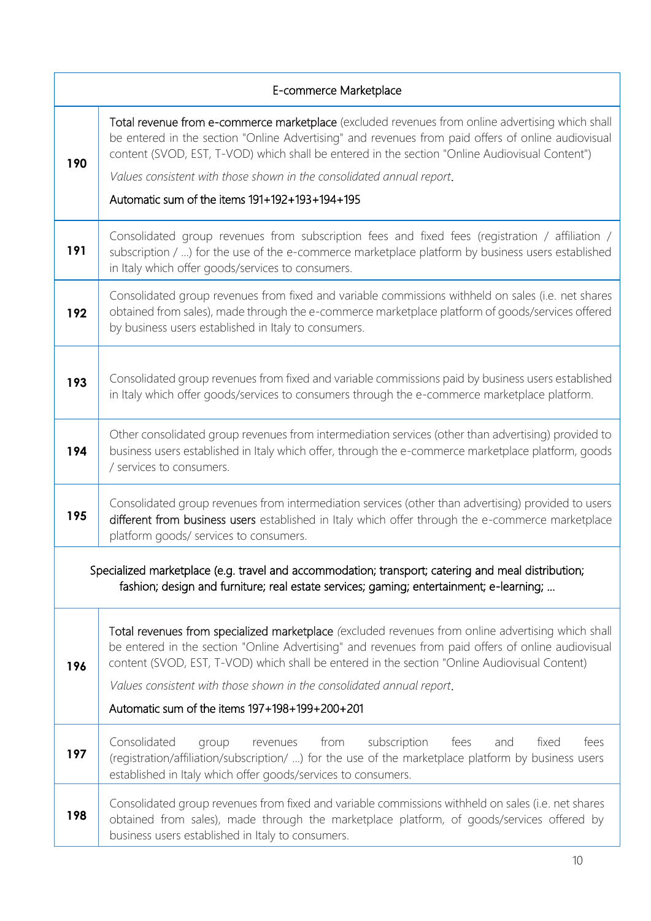| E-commerce Marketplace | |
|---|---|
| **190** | Total revenue from e-commerce marketplace (excluded revenues from online advertising which shall be entered in the section "Online Advertising" and revenues from paid offers of online audiovisual content (SVOD, EST, T-VOD) which shall be entered in the section "Online Audiovisual Content")<br>*Values consistent with those shown in the consolidated annual report*.<br>Automatic sum of the items 191+192+193+194+195 |
| **191** | Consolidated group revenues from subscription fees and fixed fees (registration / affiliation / subscription / ...) for the use of the e-commerce marketplace platform by business users established in Italy which offer goods/services to consumers. |
| **192** | Consolidated group revenues from fixed and variable commissions withheld on sales (i.e. net shares obtained from sales), made through the e-commerce marketplace platform of goods/services offered by business users established in Italy to consumers. |
| **193** | Consolidated group revenues from fixed and variable commissions paid by business users established in Italy which offer goods/services to consumers through the e-commerce marketplace platform. |
| **194** | Other consolidated group revenues from intermediation services (other than advertising) provided to business users established in Italy which offer, through the e-commerce marketplace platform, goods / services to consumers. |
| **195** | Consolidated group revenues from intermediation services (other than advertising) provided to users different from business users established in Italy which offer through the e-commerce marketplace platform goods/ services to consumers. |
| Specialized marketplace (e.g. travel and accommodation; transport; catering and meal distribution; fashion; design and furniture; real estate services; gaming; entertainment; e-learning; ... | |
| **196** | Total revenues from specialized marketplace (excluded revenues from online advertising which shall be entered in the section "Online Advertising" and revenues from paid offers of online audiovisual content (SVOD, EST, T-VOD) which shall be entered in the section "Online Audiovisual Content)<br>*Values consistent with those shown in the consolidated annual report*.<br>Automatic sum of the items 197+198+199+200+201 |
| **197** | Consolidated group revenues from subscription fees and fixed fees (registration/affiliation/subscription/ ...) for the use of the marketplace platform by business users established in Italy which offer goods/services to consumers. |
| **198** | Consolidated group revenues from fixed and variable commissions withheld on sales (i.e. net shares obtained from sales), made through the marketplace platform, of goods/services offered by business users established in Italy to consumers. |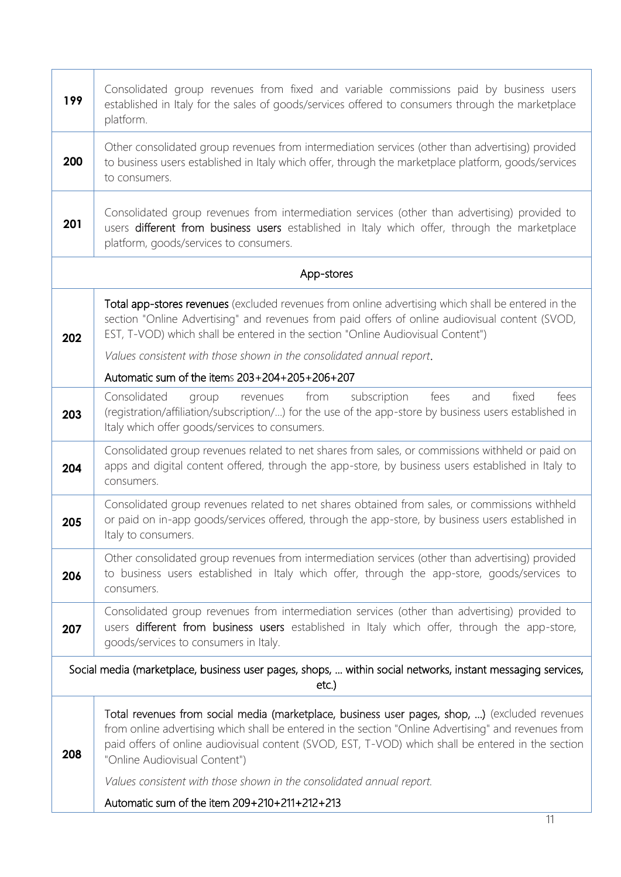| | |
|---|---|
| **199** | Consolidated group revenues from fixed and variable commissions paid by business users established in Italy for the sales of goods/services offered to consumers through the marketplace platform. |
| **200** | Other consolidated group revenues from intermediation services (other than advertising) provided to business users established in Italy which offer, through the marketplace platform, goods/services to consumers. |
| **201** | Consolidated group revenues from intermediation services (other than advertising) provided to users **different from business users** established in Italy which offer, through the marketplace platform, goods/services to consumers. |
| | App-stores |
| **202** | **Total app-stores revenues** (excluded revenues from online advertising which shall be entered in the section "Online Advertising" and revenues from paid offers of online audiovisual content (SVOD, EST, T-VOD) which shall be entered in the section "Online Audiovisual Content")<br><br>*Values consistent with those shown in the consolidated annual report*.<br><br>Automatic sum of the items 203+204+205+206+207 |
| **203** | Consolidated group revenues from subscription fees and fixed fees (registration/affiliation/subscription/…) for the use of the app-store by business users established in Italy which offer goods/services to consumers. |
| **204** | Consolidated group revenues related to net shares from sales, or commissions withheld or paid on apps and digital content offered, through the app-store, by business users established in Italy to consumers. |
| **205** | Consolidated group revenues related to net shares obtained from sales, or commissions withheld or paid on in-app goods/services offered, through the app-store, by business users established in Italy to consumers. |
| **206** | Other consolidated group revenues from intermediation services (other than advertising) provided to business users established in Italy which offer, through the app-store, goods/services to consumers. |
| **207** | Consolidated group revenues from intermediation services (other than advertising) provided to users **different from business users** established in Italy which offer, through the app-store, goods/services to consumers in Italy. |
| | Social media (marketplace, business user pages, shops, … within social networks, instant messaging services, etc.) |
| **208** | Total revenues from social media (marketplace, business user pages, shop, …) (excluded revenues from online advertising which shall be entered in the section "Online Advertising" and revenues from paid offers of online audiovisual content (SVOD, EST, T-VOD) which shall be entered in the section "Online Audiovisual Content")<br><br>*Values consistent with those shown in the consolidated annual report.*<br><br>Automatic sum of the item 209+210+211+212+213 |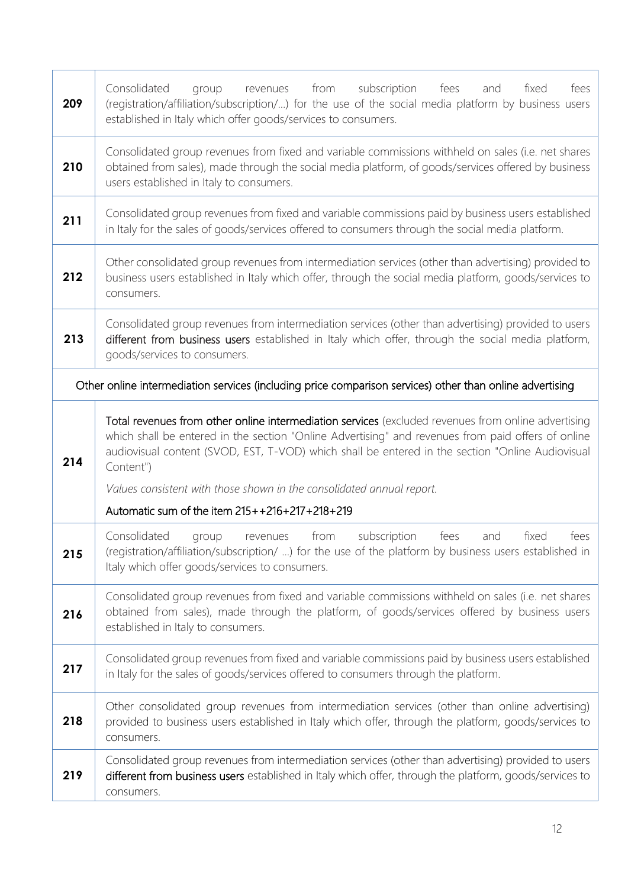| | |
|---|---|
| **209** | Consolidated group revenues from subscription fees and fixed fees (registration/affiliation/subscription/…) for the use of the social media platform by business users established in Italy which offer goods/services to consumers. |
| **210** | Consolidated group revenues from fixed and variable commissions withheld on sales (i.e. net shares obtained from sales), made through the social media platform, of goods/services offered by business users established in Italy to consumers. |
| **211** | Consolidated group revenues from fixed and variable commissions paid by business users established in Italy for the sales of goods/services offered to consumers through the social media platform. |
| **212** | Other consolidated group revenues from intermediation services (other than advertising) provided to business users established in Italy which offer, through the social media platform, goods/services to consumers. |
| **213** | Consolidated group revenues from intermediation services (other than advertising) provided to users different from business users established in Italy which offer, through the social media platform, goods/services to consumers. |
| Other online intermediation services (including price comparison services) other than online advertising | |
| **214** | Total revenues from other online intermediation services (excluded revenues from online advertising which shall be entered in the section "Online Advertising" and revenues from paid offers of online audiovisual content (SVOD, EST, T-VOD) which shall be entered in the section "Online Audiovisual Content")<br><br>*Values consistent with those shown in the consolidated annual report.*<br><br>Automatic sum of the item 215++216+217+218+219 |
| **215** | Consolidated group revenues from subscription fees and fixed fees (registration/affiliation/subscription/ …) for the use of the platform by business users established in Italy which offer goods/services to consumers. |
| **216** | Consolidated group revenues from fixed and variable commissions withheld on sales (i.e. net shares obtained from sales), made through the platform, of goods/services offered by business users established in Italy to consumers. |
| **217** | Consolidated group revenues from fixed and variable commissions paid by business users established in Italy for the sales of goods/services offered to consumers through the platform. |
| **218** | Other consolidated group revenues from intermediation services (other than online advertising) provided to business users established in Italy which offer, through the platform, goods/services to consumers. |
| **219** | Consolidated group revenues from intermediation services (other than advertising) provided to users different from business users established in Italy which offer, through the platform, goods/services to consumers. |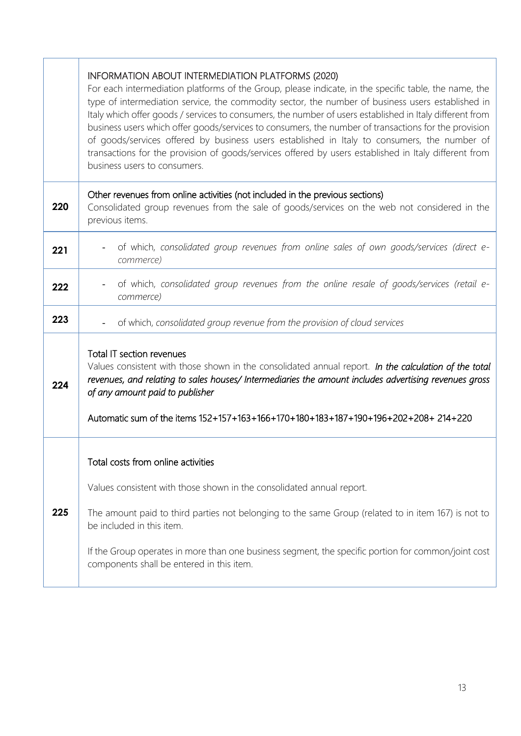| | |
|---|---|
| | INFORMATION ABOUT INTERMEDIATION PLATFORMS (2020)<br>For each intermediation platforms of the Group, please indicate, in the specific table, the name, the type of intermediation service, the commodity sector, the number of business users established in Italy which offer goods / services to consumers, the number of users established in Italy different from business users which offer goods/services to consumers, the number of transactions for the provision of goods/services offered by business users established in Italy to consumers, the number of transactions for the provision of goods/services offered by users established in Italy different from business users to consumers. |
| **220** | Other revenues from online activities (not included in the previous sections)<br>Consolidated group revenues from the sale of goods/services on the web not considered in the previous items. |
| **221** | - of which, *consolidated group revenues from online sales of own goods/services (direct e-commerce)* |
| **222** | - of which, *consolidated group revenues from the online resale of goods/services (retail e-commerce)* |
| **223** | - of which, *consolidated group revenue from the provision of cloud services* |
| **224** | Total IT section revenues<br>Values consistent with those shown in the consolidated annual report. ***In the calculation of the total revenues, and relating to sales houses/ Intermediaries the amount includes advertising revenues gross of any amount paid to publisher***<br><br>Automatic sum of the items 152+157+163+166+170+180+183+187+190+196+202+208+ 214+220 |
| **225** | Total costs from online activities<br><br>Values consistent with those shown in the consolidated annual report.<br><br>The amount paid to third parties not belonging to the same Group (related to in item 167) is not to be included in this item.<br><br>If the Group operates in more than one business segment, the specific portion for common/joint cost components shall be entered in this item. |